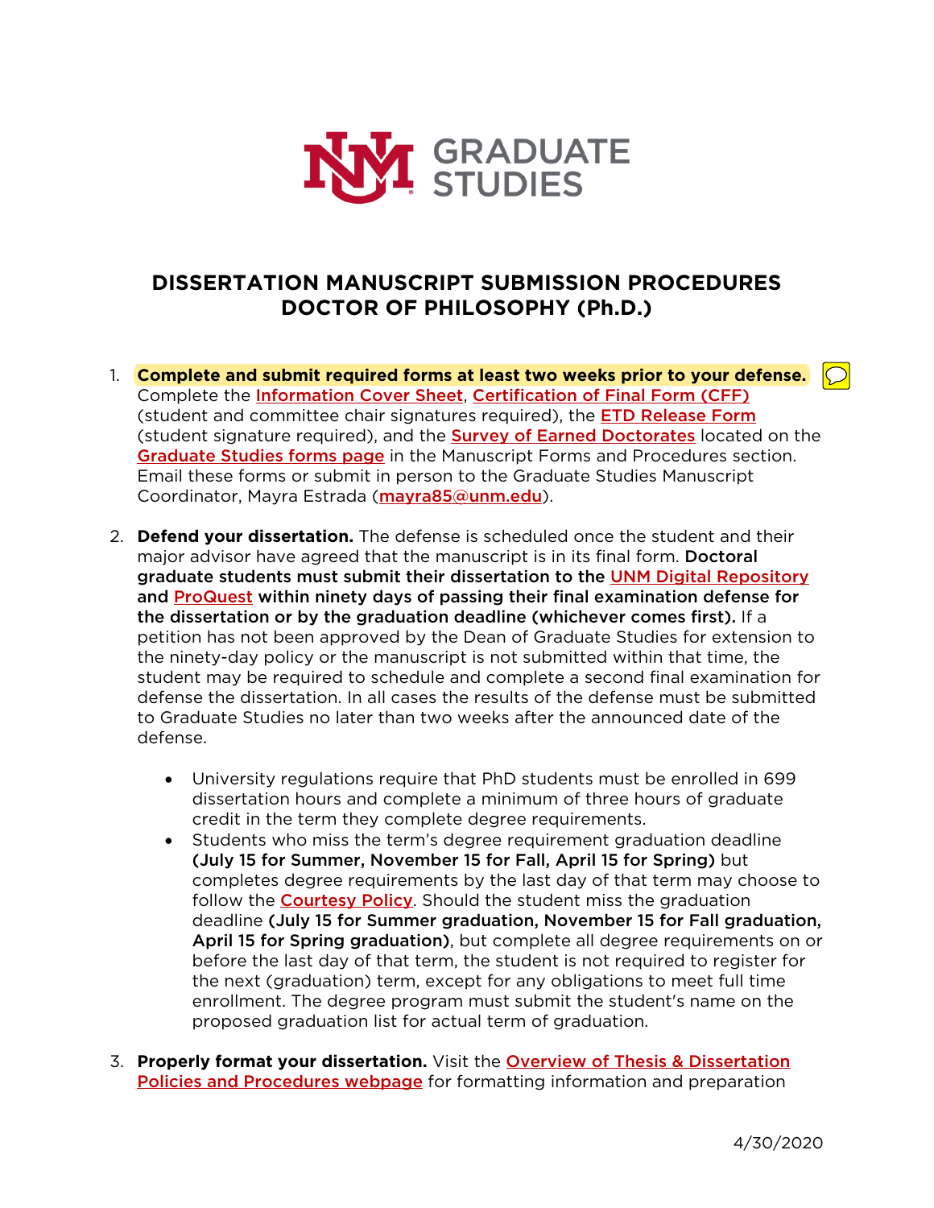# DISSERTATION MANUSCRIPT SUBMISSION PROCEDURES
# DOCTOR OF PHILOSOPHY (Ph.D.)

1. **Complete and submit required forms at least two weeks prior to your defense.** Complete the Information Cover Sheet, Certification of Final Form (CFF) (student and committee chair signatures required), the ETD Release Form (student signature required), and the Survey of Earned Doctorates located on the Graduate Studies forms page in the Manuscript Forms and Procedures section. Email these forms or submit in person to the Graduate Studies Manuscript Coordinator, Mayra Estrada (mayra85@unm.edu).

2. **Defend your dissertation.** The defense is scheduled once the student and their major advisor have agreed that the manuscript is in its final form. **Doctoral graduate students must submit their dissertation to the UNM Digital Repository and ProQuest within ninety days of passing their final examination defense for the dissertation or by the graduation deadline (whichever comes first).** If a petition has not been approved by the Dean of Graduate Studies for extension to the ninety-day policy or the manuscript is not submitted within that time, the student may be required to schedule and complete a second final examination for defense the dissertation. In all cases the results of the defense must be submitted to Graduate Studies no later than two weeks after the announced date of the defense.

    - University regulations require that PhD students must be enrolled in 699 dissertation hours and complete a minimum of three hours of graduate credit in the term they complete degree requirements.
    - Students who miss the term's degree requirement graduation deadline **(July 15 for Summer, November 15 for Fall, April 15 for Spring)** but completes degree requirements by the last day of that term may choose to follow the Courtesy Policy. Should the student miss the graduation deadline **(July 15 for Summer graduation, November 15 for Fall graduation, April 15 for Spring graduation)**, but complete all degree requirements on or before the last day of that term, the student is not required to register for the next (graduation) term, except for any obligations to meet full time enrollment. The degree program must submit the student's name on the proposed graduation list for actual term of graduation.

3. **Properly format your dissertation.** Visit the Overview of Thesis & Dissertation Policies and Procedures webpage for formatting information and preparation

4/30/2020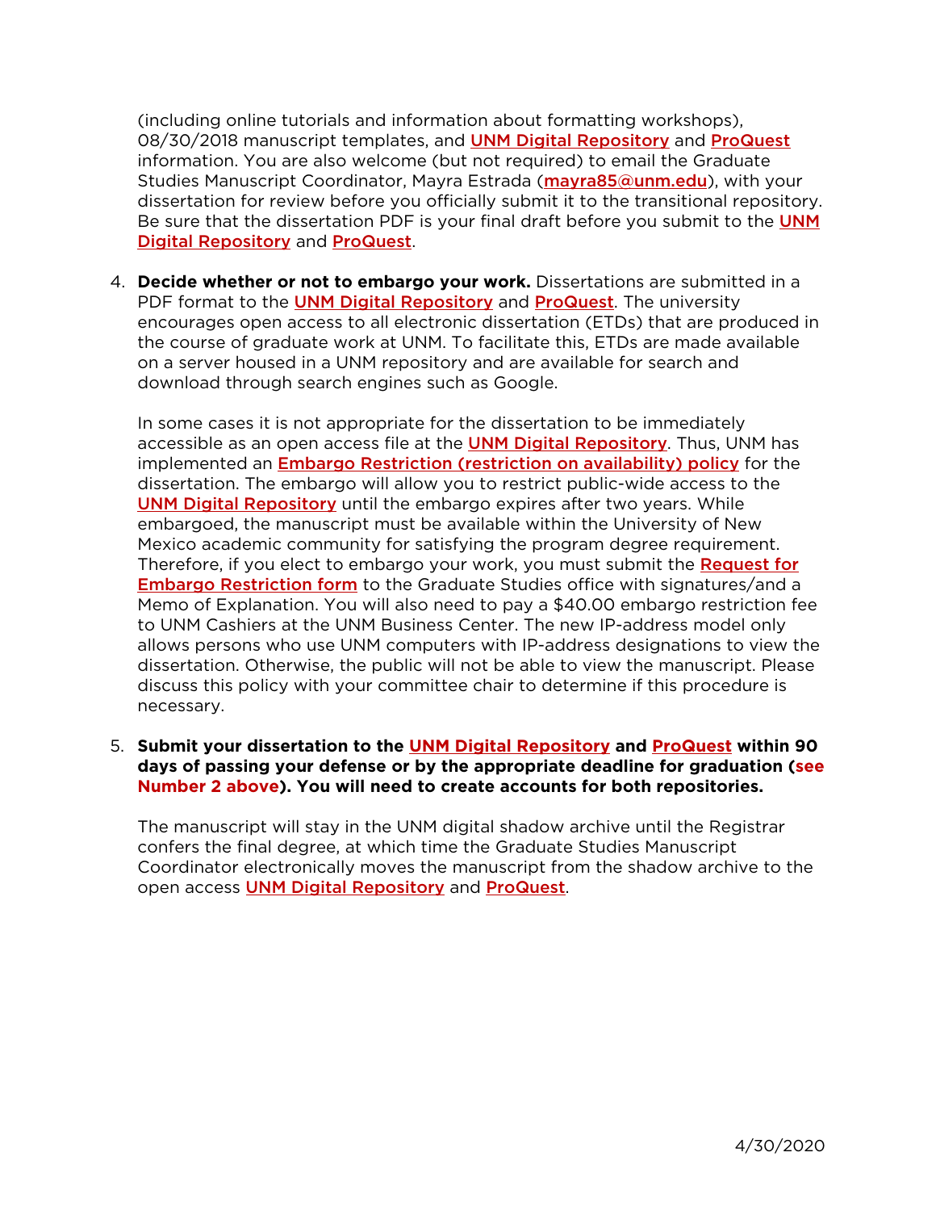(including online tutorials and information about formatting workshops), 08/30/2018 manuscript templates, and UNM Digital Repository and ProQuest information. You are also welcome (but not required) to email the Graduate Studies Manuscript Coordinator, Mayra Estrada (mayra85@unm.edu), with your dissertation for review before you officially submit it to the transitional repository. Be sure that the dissertation PDF is your final draft before you submit to the UNM Digital Repository and ProQuest.

4. **Decide whether or not to embargo your work.** Dissertations are submitted in a PDF format to the UNM Digital Repository and ProQuest. The university encourages open access to all electronic dissertation (ETDs) that are produced in the course of graduate work at UNM. To facilitate this, ETDs are made available on a server housed in a UNM repository and are available for search and download through search engines such as Google.

   In some cases it is not appropriate for the dissertation to be immediately accessible as an open access file at the UNM Digital Repository. Thus, UNM has implemented an Embargo Restriction (restriction on availability) policy for the dissertation. The embargo will allow you to restrict public-wide access to the UNM Digital Repository until the embargo expires after two years. While embargoed, the manuscript must be available within the University of New Mexico academic community for satisfying the program degree requirement. Therefore, if you elect to embargo your work, you must submit the Request for Embargo Restriction form to the Graduate Studies office with signatures/and a Memo of Explanation. You will also need to pay a $40.00 embargo restriction fee to UNM Cashiers at the UNM Business Center. The new IP-address model only allows persons who use UNM computers with IP-address designations to view the dissertation. Otherwise, the public will not be able to view the manuscript. Please discuss this policy with your committee chair to determine if this procedure is necessary.

5. **Submit your dissertation to the UNM Digital Repository and ProQuest within 90 days of passing your defense or by the appropriate deadline for graduation (see Number 2 above). You will need to create accounts for both repositories.**

   The manuscript will stay in the UNM digital shadow archive until the Registrar confers the final degree, at which time the Graduate Studies Manuscript Coordinator electronically moves the manuscript from the shadow archive to the open access UNM Digital Repository and ProQuest.

4/30/2020